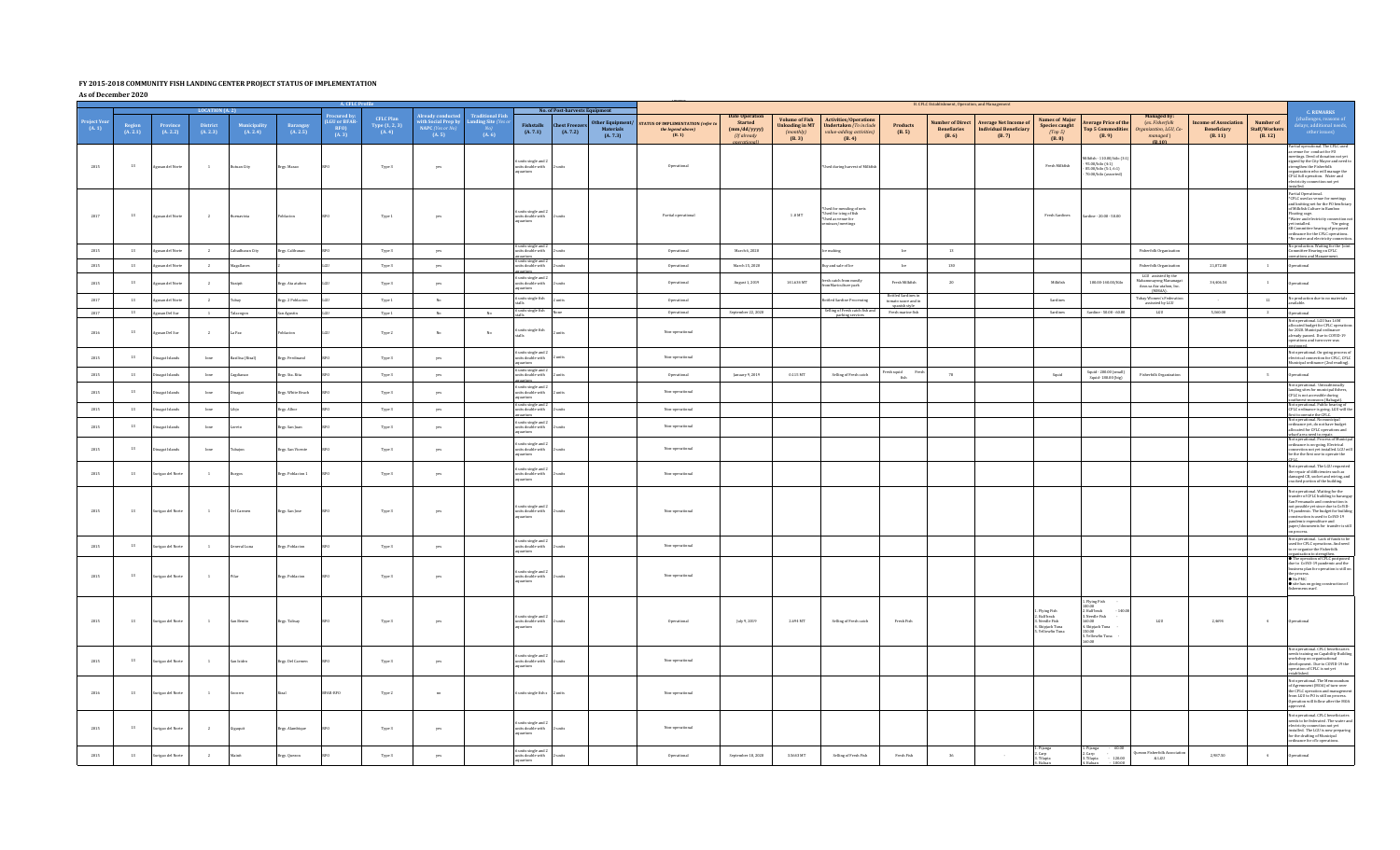# FY 2015-2018 COMMUNITY FISH LANDING CENTER PROJECT STATUS OF IMPLEMENTATION

**As of December 2020**

| Project Year (A. 1) | LOCATION (A. 2) | | | | | A. CFLC Profile | | | | | | | | B. CFLC Establishment, Operation, and Management | | | | | | | | | | | | | | C. REMARKS (challenges, reasons of delays, additional needs, other issues) |
|---|---|---|---|---|---|---|---|---|---|---|---|---|---|---|---|---|---|---|---|---|---|---|---|---|---|---|---|---|
| | Region (A. 2.1) | Province (A. 2.2) | District (A. 2.3) | Municipality (A. 2.4) | Barangay (A. 2.5) | Procured by: (LGU or BFAR-RFO) (A. 3) | CFLC Plan Type (1, 2, 3) (A. 4) | Already conducted with Social Prep by NAPC (Yes or No) (A. 5) | Traditional Fish Landing Site (Yes or No) (A. 6) | No. of Post-harvests Equipment: Fishstalls (A. 7.1) | Chest Freezers (A. 7.2) | Other Equipment/ Materials (A. 7.3) | STATUS OF IMPLEMENTATION (refer to the legend above) (B. 1) | Date Operation Started (mm/dd/yyyy) (if already operational) (B. 2) | Volume of Fish Unloading in MT (monthly) (B. 3) | Activities/Operations Undertaken (To include value-adding activities) (B. 4) | Products (B. 5) | Number of Direct Beneficiaries (B. 6) | Average Net Income of Individual Beneficiary (B. 7) | Names of Major Species caught (Top 5) (B. 8) | Average Price of the Top 5 Commodities (B. 9) | Managed by: (ex. Fisherfolk Organization, LGU, Co-managed) (B. 10) | Income of Association Beneficiary (B. 11) | Number of Staff/Workers (B. 12) | |
| 2015 | 13 | Agusan del Norte | 1 | Butuan City | Brgy. Masao | RFO | Type 3 | yes | | 4 units single and 2 units double with aquarium | 2 units | | Operational | | | *Used during harvest of Milkfish | | | | Fresh Milkfish | Milkfish - 110.00/kilo (3-4) - 95.00/kilo (4-5) - 85.00/kilo (5-L-6+) - 70.00/kilo (assorted) | | | | Partial operational. The CFLC used as venue for conduct of FO meetings. Deed of donation not yet signed by the City Mayor and need to strengthen the Fisherfolk organization who will manage the CFLC full operation. Water and electricity connection not yet installed. |
| 2017 | 13 | Agusan del Norte | 2 | Buenavista | Poblacion | RFO | Type 1 | yes | | 4 units single and 2 units double with aquarium | 2 units | | Partial operational | | 1.8 MT | *Used for mending of nets *Used for sizing of fish *Used as venue for seminars/meetings | | | | Fresh Sardines | Sardine - 20.00 - 50.00 | | | | Partial Operational. *CFLC used as venue for meetings and holding net for the FO beneficiary of Milkfish Culture in Bamboo Floating cage. *Water and electricity connection not yet installed. *On-going SB Committee hearing of proposed ordinance for the CFLC operations. |
| 2015 | 13 | Agusan del Norte | 2 | Cabadbaran City | Brgy. Calibunan | RFO | Type 3 | yes | | 4 units single and 2 units double with aquarium | 2 units | | Operational | March 6, 2020 | | Ice making | Ice | 32 | | | | Fisherfolk Organization | | | *No water and electricity connection. No production. Waiting for the Joint Committee Hearing on CFLC operations and Management |
| 2015 | 13 | Agusan del Norte | 2 | Magallanes | 2 | LGU | Type 3 | yes | | 4 units single and 2 units double with aquarium | 2 units | | Operational | March 15, 2020 | | Buy and sale of ice | Ice | 130 | | | | Fisherfolk Organization | 21,872.00 | 1 | Operational |
| 2015 | 13 | Agusan del Norte | 2 | Nasipit | Brgy. Ata-atahon | LGU | Type 3 | yes | | 4 units single and 2 units double with aquarium | 2 units | | Operational | August 1, 2019 | 161.630 MT | fresh catch from nearby from Marcoliver park | Fresh Milkfish | 20 | | Milkfish | 180.00-190.00/kilo | LGU assisted by the Malasacaynay Masanagpi Association Inc. (MMAI) | 24,066.54 | 1 | Operational |
| 2017 | 13 | Agusan del Norte | 2 | Tubay | Brgy. 2 Poblacion | LGU | Type 1 | No | | 6 units single fish stalls | 2 units | | Operational | | | Bottled Sardines Processing | Bottled Sardines in tomato sauce and in spanish style | | | Sardines | | Tubay Women's Federation assisted by LGU | | 12 | No production due to no materials available. |
| 2017 | 13 | Agusan Del Sur | 1 | Talacogon | San Agustin | LGU | Type 1 | No | No | 4 units single fish stalls | None | | Operational | September 22, 2020 | | Selling of Fresh catch fish and parking services | Fresh marine fish | | | Sardines | Sardines - 50.00 - 60.00 | LGU | 5,500.00 | 2 | Operational |
| 2016 | 13 | Agusan Del Sur | 2 | La Paz | Poblacion | LGU | Type 2 | No | No | 4 units single fish stalls | 2 units | | Non-operational | | | | | | | | | | | | Not operational. LGU has 1.0M allocated budget for CFLC operations for 2020. Municipal ordinance already passed. Due to COVID-19 operations and turnover was postponed. |
| 2015 | 13 | Dinagat Islands | lone | Basilisa (Rizal) | Brgy. Ferdinand | RFO | Type 3 | yes | | 4 units single and 2 units double with aquarium | 2 units | | Non-operational | | | | | | | | | | | | Not operational. On-going process of electrical connection for CFLC. CFLC Municipal ordinance (2nd reading) |
| 2015 | 13 | Dinagat Islands | lone | Cagdianao | Brgy. Sta. Rita | RFO | Type 3 | yes | | 4 units single and 2 units double with aquarium | 2 units | | Operational | January 9, 2019 | 0.155 MT | Selling of Fresh catch | Fresh squid Fresh fish | 78 | | Squid | Squid - 200.00 (small) Squid - 180.00 (big) | Fisherfolk Organization | | 5 | Operational |
| 2015 | 13 | Dinagat Islands | lone | Dinagat | Brgy. White Beach | RFO | Type 3 | yes | | 4 units single and 2 units double with aquarium | 2 units | | Non-operational | | | | | | | | | | | | Not operational. Untraditionally landing site for municipal fishers. CFLC is not accessible during southwest monsoon (Habagat). |
| 2015 | 13 | Dinagat Islands | lone | Libjo | Brgy. Albor | RFO | Type 3 | yes | | 4 units single and 2 units double with aquarium | 2 units | | Non-operational | | | | | | | | | | | | Not operational. Public hearing of CFLC ordinance is going, LGU will be the first to operate the CFLC. |
| 2015 | 13 | Dinagat Islands | lone | Loreto | Brgy. San Juan | RFO | Type 3 | yes | | 4 units single and 2 units double with aquarium | 2 units | | Non-operational | | | | | | | | | | | | Not operational. No municipal ordinance yet, do not have budget allocated for CFLC operations and wharf area need to repair. |
| 2015 | 13 | Dinagat Islands | lone | Tubajon | Brgy. San Vicente | RFO | Type 3 | yes | | 4 units single and 2 units double with aquarium | 2 units | | Non-operational | | | | | | | | | | | | Not operational. Process of Municipal ordinance is on-going. Electrical connection not yet installed. LGU will be the the first one to operate the CFLC. |
| 2015 | 13 | Surigao del Norte | 1 | Burgos | Brgy. Poblacion 1 | RFO | Type 3 | yes | | 4 units single and 2 units double with aquarium | 2 units | | Non-operational | | | | | | | | | | | | Not operational. The LGU requested the repair of defects like such as damaged CR, outlet and wiring, and cracked portion of the building. |
| 2015 | 13 | Surigao del Norte | 1 | Del Carmen | Brgy. San Jose | RFO | Type 3 | yes | | 4 units single and 2 units double with aquarium | 2 units | | Non-operational | | | | | | | | | | | | Not operational. Waiting for the transfer of CFLC building to barangay San Fernando and construction is not possible yet also due to COVID-19 pandemic. The budget for building construction is used to COVID-19 pandemic expenditure and paper/documents for transfer is still on process. |
| 2015 | 13 | Surigao del Norte | 1 | General Luna | Brgy. Poblacion | RFO | Type 3 | yes | | 4 units single and 2 units double with aquarium | 2 units | | Non-operational | | | | | | | | | | | | Not operational. Lack of funds to be used for CFLC operations. And need to re-organize the Fisherfolk organization to strengthen. |
| 2015 | 13 | Surigao del Norte | 1 | Pilar | Brgy. Poblacion | RFO | Type 3 | yes | | 4 units single and 2 units double with aquarium | 2 units | | Non-operational | | | | | | | | | | | | ● The operation of CFLC postponed due to COVID-19 pandemic and the business plan for operation is still on the process. ● No FMC ● site has on-going construction of fishermen wharf. |
| 2015 | 13 | Surigao del Norte | 1 | San Benito | Brgy. Talisay | RFO | Type 3 | yes | | 4 units single and 2 units double with aquarium | 2 units | | Operational | July 9, 2019 | 2.494 MT | Selling of Fresh catch | Fresh Fish | | | 1. Flying Fish 2. Bullfrask 3. Needle Fish 4. Skipjack Tuna 5. Yellowfin Tuna | 1. Flying Fish - 100.00 2. Bullfrask - 100.00 3. Needle Fish - 160.00 4. Skipjack Tuna - 150.00 5. Yellowfin Tuna - 160.00 | LGU | 2,6696 | 4 | Operational |
| 2015 | 13 | Surigao del Norte | 1 | San Isidro | Brgy. Del Carmen | RFO | Type 3 | yes | | 4 units single and 2 units double with aquarium | 2 units | | Non-operational | | | | | | | | | | | | Not operational. CFLC beneficiaries needs training on Capability Building workshop on organizational development. Due to COVID-19 the operation of CFLC is not yet established. |
| 2016 | 13 | Surigao del Norte | 1 | Socorro | Bitaol | BFAR-RFO | Type 2 | no | | 4 units single fish s | 2 units | | Non-operational | | | | | | | | | | | | Not operational. The Memorandum of Agreement (MOA) of turn over the CFLC operation and management from LGU to PO is still on process. Operation will follow after the MOA approved. |
| 2015 | 13 | Surigao del Norte | 2 | Gigaquit | Brgy. Alambique | RFO | Type 3 | yes | | 4 units single and 2 units double with aquarium | 2 units | | Non-operational | | | | | | | | | | | | Not operational. CFLC beneficiaries needs to be federated. The water and electricity connection not yet installed. The LGU is now preparing for the drafting of Municipal ordinance for cfle operations. |
| 2015 | 13 | Surigao del Norte | 2 | Mainit | Brgy. Quezon | RFO | Type 3 | yes | | 4 units single and 2 units double with aquarium | 2 units | | Operational | September 18, 2020 | 0.5663 MT | Selling of Fresh Fish | Fresh Fish | 36 | - | 1. Pijanga 2. Carp 3. Tilapia 4. Bulaan | 1. Pijanga - 60.00 2. Carp - 3. Tilapia - 120.00 4. Bulaan - 100.00 | Quezon Fisherfolk Association (QUFA) | 2,907.50 | 4 | Operational |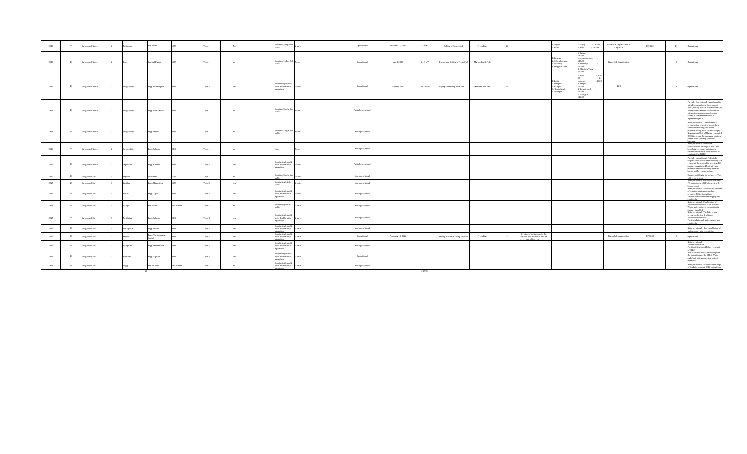| | | | | | | | | | | | | | | | | | | | | | | | | | |
|---|---|---|---|---|---|---|---|---|---|---|---|---|---|---|---|---|---|---|---|---|---|---|---|---|---|
| 2017 | 13 | Surigao del Norte | 2 | Malimono | San Isidro | LGU | Type 1 | No | | 4 units of single fish stalls | 2 units | | Operational | October 15, 2019 | 3.8 MT | Selling of Fresh catch | Fresh Fish | 23 | - | 1. Tuyay 2. Bolis | 1. Tuyay - 180.00 2. Bolis - 100.00 | Fisherfolk Organization of Cagtina-e | 4,753.00 | 14 | Operational |
| 2017 | 13 | Surigao del Norte | 2 | Placer | Central Placer | LGU | Type 1 | no | | 4 units of single fish stalls | None | | Operational | April 2020 | 24.9 MT | Buying and Selling of Fresh Fish | Marine Fresh Fish | | | 1. Bangus 2.Yellowfin tuna 3. Anchovy 4. Skipjack Tuna | 1. Bangus - 160.00 2.Yellowfin tuna - 140.00 3. Anchovy - 180.00 4. Skipjack Tuna - 180.00 | Fisherfolk Organization | | 3 | Operational |
| 2015 | 13 | Surigao del Norte | 2 | Surigao City | Brgy. Washington | FPO | Type 3 | yes | | 4 units single and 2 units double with aquarium | 2 units | | Operational | January 2020 | 185.184 MT | Buying and selling fresh fish | Marine Fresh Fish | 24 | | 1. Bolis 2. Mangko 3. Bangus 4. Round scad 5. Tulingan | 1. Bolis - 120.00 Mangko - 140.00 3. Bangus 150.00 4. Round scad - 160.00 5. Tulingan - 180.00 | 149 | | 3 | Operational |
| 2016 | 13 | Surigao del Norte | 2 | Surigao City | Brgy. Punta Bilar | FPO | Type 1 | no | | 4 units of Single fish stalls | None | | Partial operational | | | | | | | | | | | | Partially Operational. In partnership with Barangay Local Government Unit (BLGU), Private Stakeholder and Punta Bilar Fisherfolk Association with two years contract as per stated in the Memorandum of Agreement (MOA). |
| 2016 | 13 | Surigao del Norte | 2 | Surigao City | Brgy. Mabua | FPO | Type 1 | no | | 4 units of Single fish stalls | None | | Non operational | | | | | | | | | | | | Not operational . The Fisherfolk organization is need to strengthen and needs training like Social preparation by NAPC and Barangay Government Unit of Mabua requested BFAR to repair the damaged portion on the floor cause by typhoon Sarping. |
| 2016 | 13 | Surigao del Norte | 2 | Surigao City | Brgy. Sabang | FPO | Type 1 | no | | None | None | | Non operational | | | | | | | | | | | | Not operational . Municipal ordinance are yet to pass and CFLC beneficiaries needs training on Capability Building workshop to be conducted in NAPC. |
| 2015 | 13 | Surigao del Norte | 2 | Tagana-an | Brgy. Biabian | FPO | Type 3 | Yes | | 4 units single and 2 units double with aquarium | 2 units | | Partial operational | | | | | | | | | | | | Partially operational. Fisherfolk organization utilized the building as a venue for their monthly meeting. PO already organized. Electricity and water connection already installed but do not have one meter. |
| 2017 | 13 | Surigao del Sur | 1 | Cagwait | Aras-asan | LGU | Type 1 | no | | 4 units of Single fish stalls | 2 units | | Non operational | | | | | | | | | | | | Completed. Ready for turnover. The LGU is on process |
| 2015 | 13 | Surigao del Sur | 1 | Cantilan | Brgy. Magosilom | LGU | Type 3 | yes | | 4 units single fish stalls | 2 units | | Non operational | | | | | | | | | | | | Not operational. For identification of PO as recipient of CFLC since it will be operated. |
| 2015 | 13 | Surigao del Sur | 1 | Cortes | Brgy. Tigao | FPO | Type 3 | yes | | 4 units single and 2 units double with aquarium | 2 units | | Non operational | | | | | | | | | | | | Not operational. LGU is in the process of enacting ordinance, and re-organize PO to strengthen. For installation of water supply and electricity. |
| 2016 | 13 | Surigao del Sur | 1 | Lianga | Prk 2 Pobl. | BFAR-RFO | Type 2 | no | | 3 units single fish stalls | 2 units | | Non operational | | | | | | | | | | | | Not operational. Finalization of Municipal ordinance is on process. Water and electricity connection is already installed. |
| 2015 | 13 | Surigao del Sur | 1 | Marihatag | Brgy. Sabang | FPO | Type 3 | yes | | 4 units single and 2 units double with aquarium | 2 units | | Non operational | | | | | | | | | | | | Not operational. The LGU is now preparing for the drafting of Municipal ordinance. For installation of water supply and electricity. |
| 2015 | 13 | Surigao del Sur | 1 | San Agustin | Brgy. Otieza | FPO | Type 3 | Yes | | 4 units single and 2 units double with aquarium | | | Non operational | | | | | | | | | | | | Not operational. - For installation of water supply and electricity. |
| 2015 | 13 | Surigao del Sur | 2 | Barobo | Brgy. Tag-anonang, Gamut | FPO | Type 3 | yes | | 4 units single and 2 units double with aquarium | 2 units | | Operational | February 13, 2020 | | Selling of Ice & Packing services | Fresh Fish | 41 | Division of net income to the officers and members will be every end of the year. | | | Fisherfolk organization | 1,760.00 | 5 | Operational |
| 2015 | 13 | Surigao del Sur | 2 | Bislig City | Brgy. Market Site | FPO | Type 3 | yes | | 4 units single and 2 units double with aquarium | 2 units | | Non operational | | | | | | | | | | | | Not operational. For rehabilitation. For identification of PO as recipient of CFLC. |
| 2015 | 13 | Surigao del Sur | 2 | Hinatuan | Brgy. Aquino | FPO | Type 3 | Yes | | 4 units single and 2 units double with aquarium | 2 units | | Operational | | | | | | | | | | | | Due to lack of funds the PO suspend the operations of the CFLC. Water and electricity connection are yet installed. |
| 2016 | 13 | Surigao del Sur | 2 | Lingig | Prk 2B Pobl. | BFAR-RFO | Type 2 | no | | 4 units single and 2 units double with aquarium | 2 units | | Non operational | | | | | | | | | | | | Not operational. Do not have enough of funds to support CFLC operations. |
| | | | | 48 | | | | | | | | | | | #DIV/0! | | | | | | | | | | |